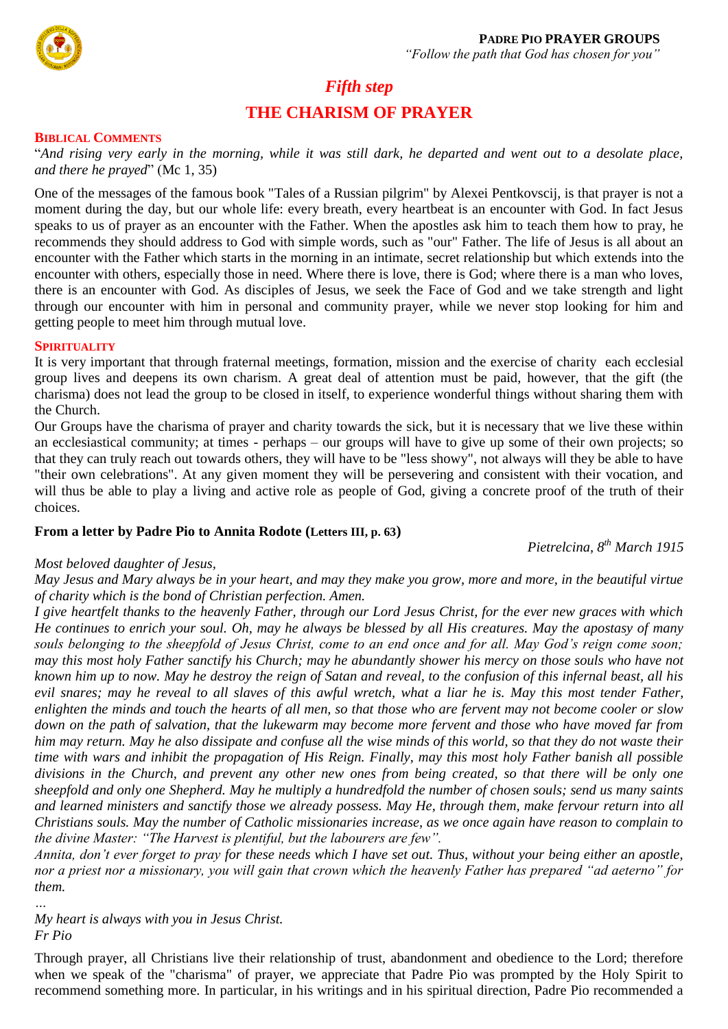**PADRE PIO PRAYER GROUPS**
*"Follow the path that God has chosen for you"*

## *Fifth step*

# THE CHARISM OF PRAYER

### BIBLICAL COMMENTS

"*And rising very early in the morning, while it was still dark, he departed and went out to a desolate place, and there he prayed*" (Mc 1, 35)

One of the messages of the famous book "Tales of a Russian pilgrim" by Alexei Pentkovscij, is that prayer is not a moment during the day, but our whole life: every breath, every heartbeat is an encounter with God. In fact Jesus speaks to us of prayer as an encounter with the Father. When the apostles ask him to teach them how to pray, he recommends they should address to God with simple words, such as "our" Father. The life of Jesus is all about an encounter with the Father which starts in the morning in an intimate, secret relationship but which extends into the encounter with others, especially those in need. Where there is love, there is God; where there is a man who loves, there is an encounter with God. As disciples of Jesus, we seek the Face of God and we take strength and light through our encounter with him in personal and community prayer, while we never stop looking for him and getting people to meet him through mutual love.

### SPIRITUALITY

It is very important that through fraternal meetings, formation, mission and the exercise of charity each ecclesial group lives and deepens its own charism. A great deal of attention must be paid, however, that the gift (the charisma) does not lead the group to be closed in itself, to experience wonderful things without sharing them with the Church.

Our Groups have the charisma of prayer and charity towards the sick, but it is necessary that we live these within an ecclesiastical community; at times - perhaps – our groups will have to give up some of their own projects; so that they can truly reach out towards others, they will have to be "less showy", not always will they be able to have "their own celebrations". At any given moment they will be persevering and consistent with their vocation, and will thus be able to play a living and active role as people of God, giving a concrete proof of the truth of their choices.

**From a letter by Padre Pio to Annita Rodote (Letters III, p. 63)**

*Pietrelcina, 8th March 1915*

*Most beloved daughter of Jesus,*

*May Jesus and Mary always be in your heart, and may they make you grow, more and more, in the beautiful virtue of charity which is the bond of Christian perfection. Amen.*

*I give heartfelt thanks to the heavenly Father, through our Lord Jesus Christ, for the ever new graces with which He continues to enrich your soul. Oh, may he always be blessed by all His creatures. May the apostasy of many souls belonging to the sheepfold of Jesus Christ, come to an end once and for all. May God's reign come soon; may this most holy Father sanctify his Church; may he abundantly shower his mercy on those souls who have not known him up to now. May he destroy the reign of Satan and reveal, to the confusion of this infernal beast, all his evil snares; may he reveal to all slaves of this awful wretch, what a liar he is. May this most tender Father, enlighten the minds and touch the hearts of all men, so that those who are fervent may not become cooler or slow down on the path of salvation, that the lukewarm may become more fervent and those who have moved far from him may return. May he also dissipate and confuse all the wise minds of this world, so that they do not waste their time with wars and inhibit the propagation of His Reign. Finally, may this most holy Father banish all possible divisions in the Church, and prevent any other new ones from being created, so that there will be only one sheepfold and only one Shepherd. May he multiply a hundredfold the number of chosen souls; send us many saints and learned ministers and sanctify those we already possess. May He, through them, make fervour return into all Christians souls. May the number of Catholic missionaries increase, as we once again have reason to complain to the divine Master: "The Harvest is plentiful, but the labourers are few".*

*Annita, don't ever forget to pray for these needs which I have set out. Thus, without your being either an apostle, nor a priest nor a missionary, you will gain that crown which the heavenly Father has prepared "ad aeterno" for them.*

*…*

*My heart is always with you in Jesus Christ.*
*Fr Pio*

Through prayer, all Christians live their relationship of trust, abandonment and obedience to the Lord; therefore when we speak of the "charisma" of prayer, we appreciate that Padre Pio was prompted by the Holy Spirit to recommend something more. In particular, in his writings and in his spiritual direction, Padre Pio recommended a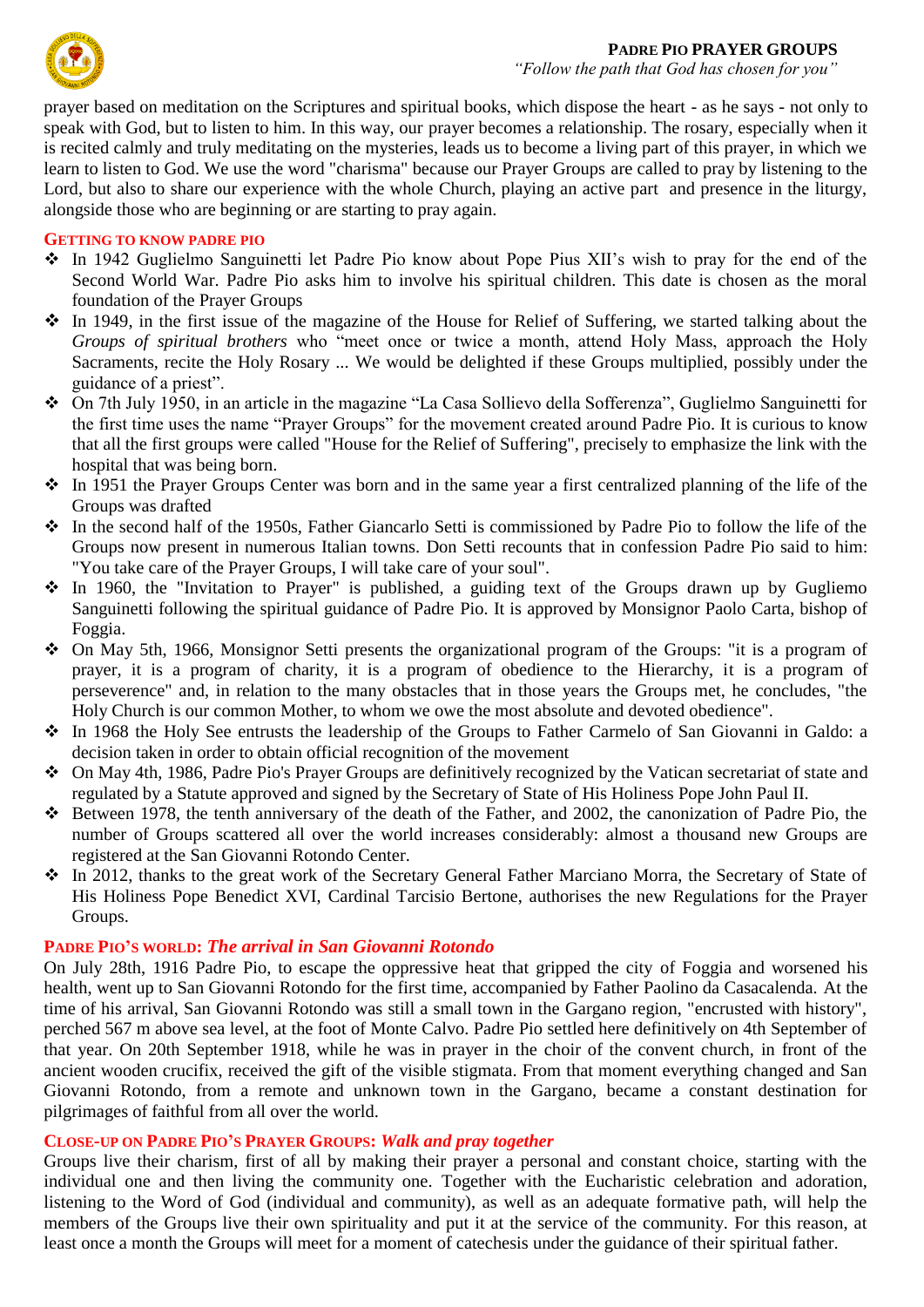prayer based on meditation on the Scriptures and spiritual books, which dispose the heart - as he says - not only to speak with God, but to listen to him. In this way, our prayer becomes a relationship. The rosary, especially when it is recited calmly and truly meditating on the mysteries, leads us to become a living part of this prayer, in which we learn to listen to God. We use the word "charisma" because our Prayer Groups are called to pray by listening to the Lord, but also to share our experience with the whole Church, playing an active part and presence in the liturgy, alongside those who are beginning or are starting to pray again.

## GETTING TO KNOW PADRE PIO

- In 1942 Guglielmo Sanguinetti let Padre Pio know about Pope Pius XII's wish to pray for the end of the Second World War. Padre Pio asks him to involve his spiritual children. This date is chosen as the moral foundation of the Prayer Groups
- In 1949, in the first issue of the magazine of the House for Relief of Suffering, we started talking about the *Groups of spiritual brothers* who "meet once or twice a month, attend Holy Mass, approach the Holy Sacraments, recite the Holy Rosary ... We would be delighted if these Groups multiplied, possibly under the guidance of a priest".
- On 7th July 1950, in an article in the magazine "La Casa Sollievo della Sofferenza", Guglielmo Sanguinetti for the first time uses the name "Prayer Groups" for the movement created around Padre Pio. It is curious to know that all the first groups were called "House for the Relief of Suffering", precisely to emphasize the link with the hospital that was being born.
- In 1951 the Prayer Groups Center was born and in the same year a first centralized planning of the life of the Groups was drafted
- In the second half of the 1950s, Father Giancarlo Setti is commissioned by Padre Pio to follow the life of the Groups now present in numerous Italian towns. Don Setti recounts that in confession Padre Pio said to him: "You take care of the Prayer Groups, I will take care of your soul".
- In 1960, the "Invitation to Prayer" is published, a guiding text of the Groups drawn up by Gugliemo Sanguinetti following the spiritual guidance of Padre Pio. It is approved by Monsignor Paolo Carta, bishop of Foggia.
- On May 5th, 1966, Monsignor Setti presents the organizational program of the Groups: "it is a program of prayer, it is a program of charity, it is a program of obedience to the Hierarchy, it is a program of perseverance" and, in relation to the many obstacles that in those years the Groups met, he concludes, "the Holy Church is our common Mother, to whom we owe the most absolute and devoted obedience".
- In 1968 the Holy See entrusts the leadership of the Groups to Father Carmelo of San Giovanni in Galdo: a decision taken in order to obtain official recognition of the movement
- On May 4th, 1986, Padre Pio's Prayer Groups are definitively recognized by the Vatican secretariat of state and regulated by a Statute approved and signed by the Secretary of State of His Holiness Pope John Paul II.
- Between 1978, the tenth anniversary of the death of the Father, and 2002, the canonization of Padre Pio, the number of Groups scattered all over the world increases considerably: almost a thousand new Groups are registered at the San Giovanni Rotondo Center.
- In 2012, thanks to the great work of the Secretary General Father Marciano Morra, the Secretary of State of His Holiness Pope Benedict XVI, Cardinal Tarcisio Bertone, authorises the new Regulations for the Prayer Groups.

## PADRE PIO'S WORLD: *The arrival in San Giovanni Rotondo*

On July 28th, 1916 Padre Pio, to escape the oppressive heat that gripped the city of Foggia and worsened his health, went up to San Giovanni Rotondo for the first time, accompanied by Father Paolino da Casacalenda. At the time of his arrival, San Giovanni Rotondo was still a small town in the Gargano region, "encrusted with history", perched 567 m above sea level, at the foot of Monte Calvo. Padre Pio settled here definitively on 4th September of that year. On 20th September 1918, while he was in prayer in the choir of the convent church, in front of the ancient wooden crucifix, received the gift of the visible stigmata. From that moment everything changed and San Giovanni Rotondo, from a remote and unknown town in the Gargano, became a constant destination for pilgrimages of faithful from all over the world.

## CLOSE-UP ON PADRE PIO'S PRAYER GROUPS: *Walk and pray together*

Groups live their charism, first of all by making their prayer a personal and constant choice, starting with the individual one and then living the community one. Together with the Eucharistic celebration and adoration, listening to the Word of God (individual and community), as well as an adequate formative path, will help the members of the Groups live their own spirituality and put it at the service of the community. For this reason, at least once a month the Groups will meet for a moment of catechesis under the guidance of their spiritual father.